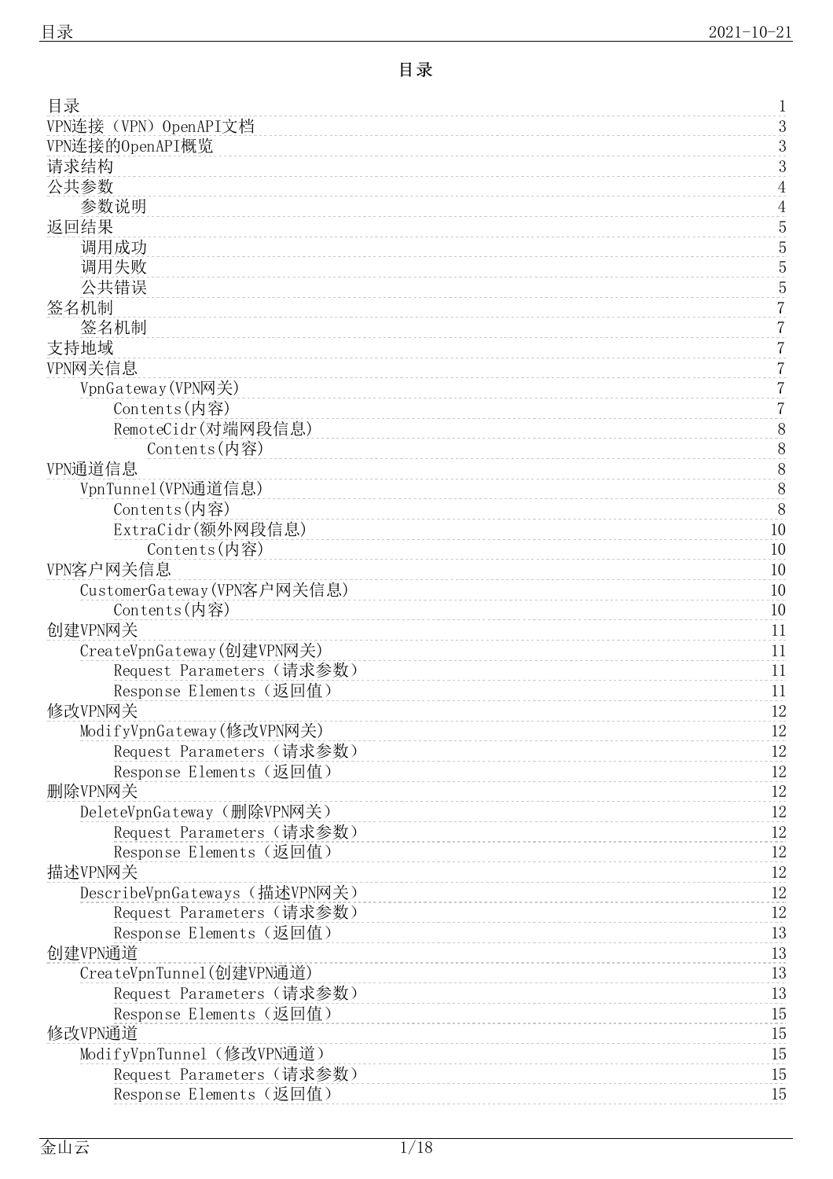# 目录

- 目录 1
- VPN连接（VPN）OpenAPI文档 3
- VPN连接的OpenAPI概览 3
- 请求结构 3
- 公共参数 4
  - 参数说明 4
- 返回结果 5
  - 调用成功 5
  - 调用失败 5
  - 公共错误 5
- 签名机制 7
  - 签名机制 7
- 支持地域 7
- VPN网关信息 7
  - VpnGateway(VPN网关) 7
    - Contents(内容) 7
    - RemoteCidr(对端网段信息) 8
      - Contents(内容) 8
- VPN通道信息 8
  - VpnTunnel(VPN通道信息) 8
    - Contents(内容) 8
    - ExtraCidr(额外网段信息) 10
      - Contents(内容) 10
- VPN客户网关信息 10
  - CustomerGateway(VPN客户网关信息) 10
    - Contents(内容) 10
- 创建VPN网关 11
  - CreateVpnGateway(创建VPN网关) 11
    - Request Parameters（请求参数） 11
    - Response Elements（返回值） 11
- 修改VPN网关 12
  - ModifyVpnGateway(修改VPN网关) 12
    - Request Parameters（请求参数） 12
    - Response Elements（返回值） 12
- 删除VPN网关 12
  - DeleteVpnGateway（删除VPN网关） 12
    - Request Parameters（请求参数） 12
    - Response Elements（返回值） 12
- 描述VPN网关 12
  - DescribeVpnGateways（描述VPN网关） 12
    - Request Parameters（请求参数） 12
    - Response Elements（返回值） 13
- 创建VPN通道 13
  - CreateVpnTunnel(创建VPN通道) 13
    - Request Parameters（请求参数） 13
    - Response Elements（返回值） 15
- 修改VPN通道 15
  - ModifyVpnTunnel（修改VPN通道） 15
    - Request Parameters（请求参数） 15
    - Response Elements（返回值） 15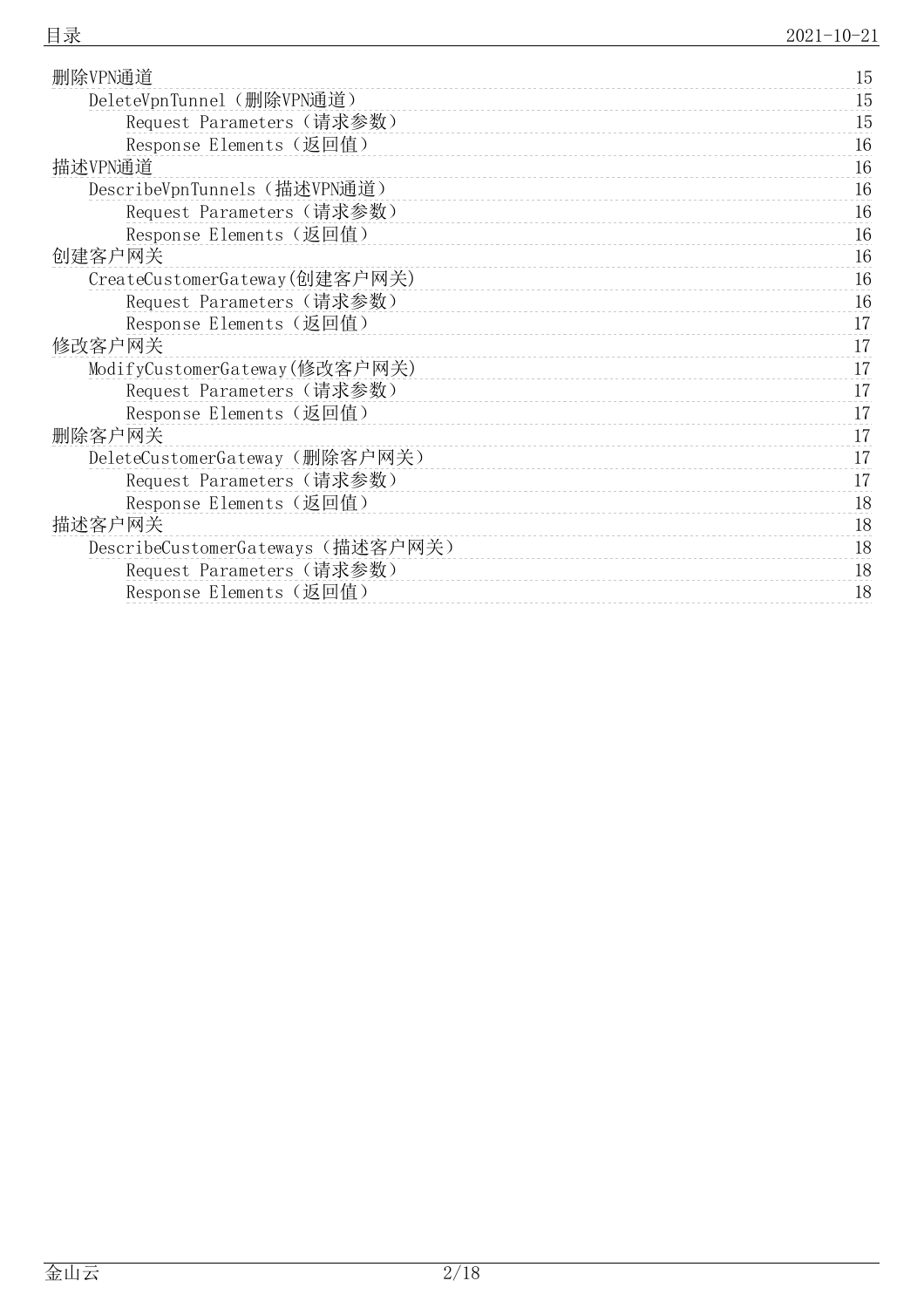- 删除VPN通道 15
  - DeleteVpnTunnel（删除VPN通道） 15
    - Request Parameters（请求参数） 15
    - Response Elements（返回值） 16
- 描述VPN通道 16
  - DescribeVpnTunnels（描述VPN通道） 16
    - Request Parameters（请求参数） 16
    - Response Elements（返回值） 16
- 创建客户网关 16
  - CreateCustomerGateway(创建客户网关) 16
    - Request Parameters（请求参数） 16
    - Response Elements（返回值） 17
- 修改客户网关 17
  - ModifyCustomerGateway(修改客户网关) 17
    - Request Parameters（请求参数） 17
    - Response Elements（返回值） 17
- 删除客户网关 17
  - DeleteCustomerGateway（删除客户网关） 17
    - Request Parameters（请求参数） 17
    - Response Elements（返回值） 18
- 描述客户网关 18
  - DescribeCustomerGateways（描述客户网关） 18
    - Request Parameters（请求参数） 18
    - Response Elements（返回值） 18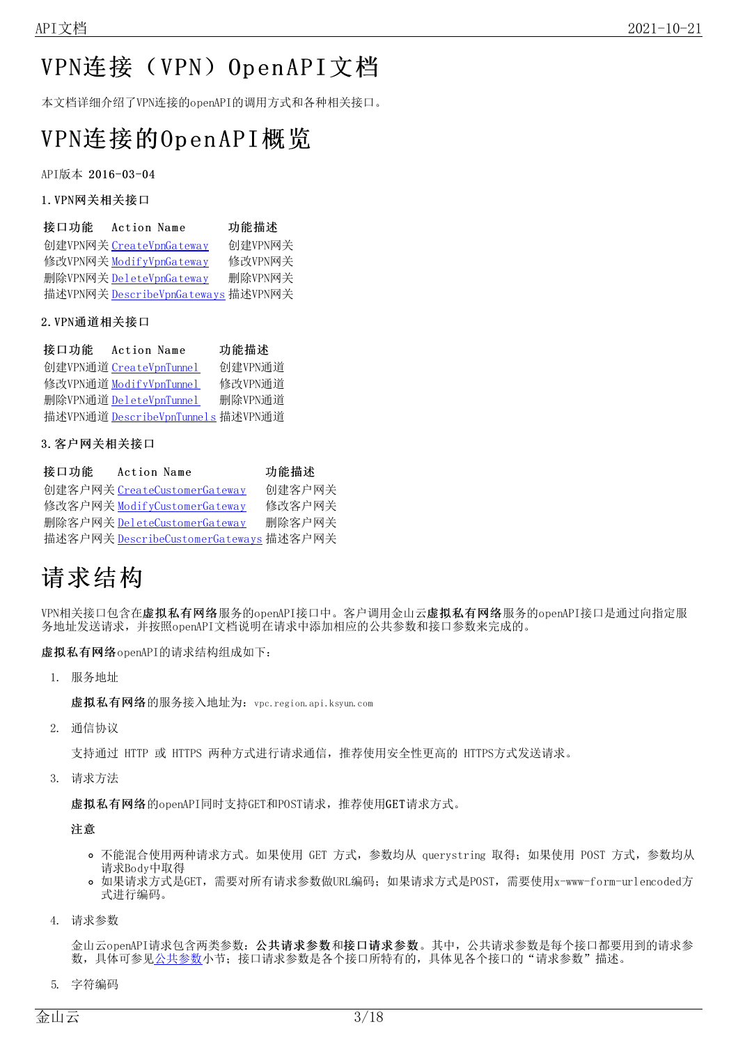# VPN连接（VPN）OpenAPI文档

本文档详细介绍了VPN连接的openAPI的调用方式和各种相关接口。

# VPN连接的OpenAPI概览

API版本 2016-03-04

1. VPN网关相关接口

| 接口功能 | Action Name | 功能描述 |
| --- | --- | --- |
| 创建VPN网关 | CreateVpnGateway | 创建VPN网关 |
| 修改VPN网关 | ModifyVpnGateway | 修改VPN网关 |
| 删除VPN网关 | DeleteVpnGateway | 删除VPN网关 |
| 描述VPN网关 | DescribeVpnGateways | 描述VPN网关 |

2. VPN通道相关接口

| 接口功能 | Action Name | 功能描述 |
| --- | --- | --- |
| 创建VPN通道 | CreateVpnTunnel | 创建VPN通道 |
| 修改VPN通道 | ModifyVpnTunnel | 修改VPN通道 |
| 删除VPN通道 | DeleteVpnTunnel | 删除VPN通道 |
| 描述VPN通道 | DescribeVpnTunnels | 描述VPN通道 |

3. 客户网关相关接口

| 接口功能 | Action Name | 功能描述 |
| --- | --- | --- |
| 创建客户网关 | CreateCustomerGateway | 创建客户网关 |
| 修改客户网关 | ModifyCustomerGateway | 修改客户网关 |
| 删除客户网关 | DeleteCustomerGateway | 删除客户网关 |
| 描述客户网关 | DescribeCustomerGateways | 描述客户网关 |

# 请求结构

VPN相关接口包含在**虚拟私有网络**服务的openAPI接口中。客户调用金山云**虚拟私有网络**服务的openAPI接口是通过向指定服务地址发送请求，并按照openAPI文档说明在请求中添加相应的公共参数和接口参数来完成的。

**虚拟私有网络**openAPI的请求结构组成如下：

1. 服务地址

   **虚拟私有网络**的服务接入地址为：vpc.region.api.ksyun.com

2. 通信协议

   支持通过 HTTP 或 HTTPS 两种方式进行请求通信，推荐使用安全性更高的 HTTPS方式发送请求。

3. 请求方法

   **虚拟私有网络**的openAPI同时支持GET和POST请求，推荐使用GET请求方式。

   **注意**

   - 不能混合使用两种请求方式。如果使用 GET 方式，参数均从 querystring 取得；如果使用 POST 方式，参数均从请求Body中取得
   - 如果请求方式是GET，需要对所有请求参数做URL编码；如果请求方式是POST，需要使用x-www-form-urlencoded方式进行编码。

4. 请求参数

   金山云openAPI请求包含两类参数：**公共请求参数**和**接口请求参数**。其中，公共请求参数是每个接口都要用到的请求参数，具体可参见公共参数小节；接口请求参数是各个接口所特有的，具体见各个接口的“请求参数”描述。

5. 字符编码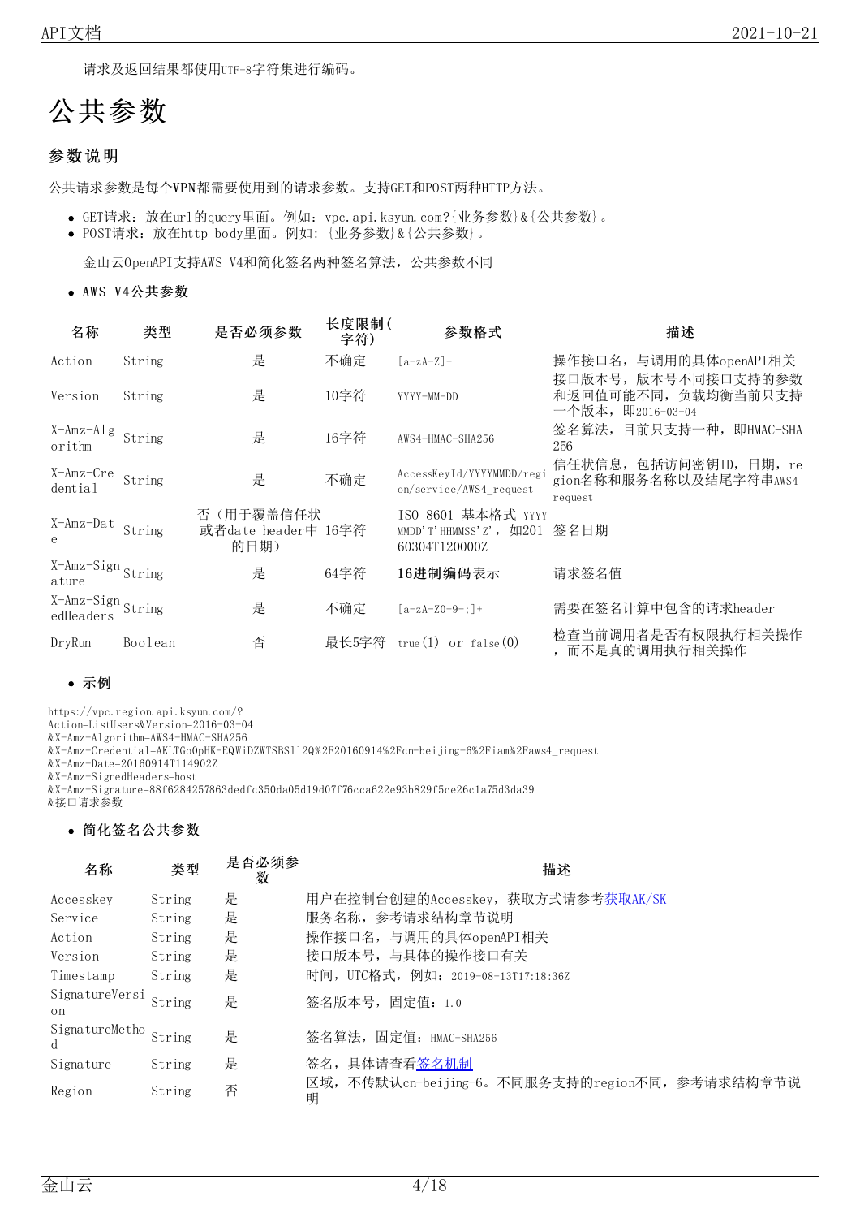请求及返回结果都使用UTF-8字符集进行编码。

# 公共参数

## 参数说明

公共请求参数是每个VPN都需要使用到的请求参数。支持GET和POST两种HTTP方法。

- GET请求：放在url的query里面。例如：vpc.api.ksyun.com?{业务参数}&{公共参数}。
- POST请求：放在http body里面。例如：{业务参数}&{公共参数}。

金山云OpenAPI支持AWS V4和简化签名两种签名算法，公共参数不同

- **AWS V4公共参数**

| 名称 | 类型 | 是否必须参数 | 长度限制(字符) | 参数格式 | 描述 |
|---|---|---|---|---|---|
| Action | String | 是 | 不确定 | [a-zA-Z]+ | 操作接口名，与调用的具体openAPI相关 |
| Version | String | 是 | 10字符 | YYYY-MM-DD | 接口版本号，版本号不同接口支持的参数和返回值可能不同，负载均衡当前只支持一个版本，即2016-03-04 |
| X-Amz-Algorithm | String | 是 | 16字符 | AWS4-HMAC-SHA256 | 签名算法，目前只支持一种，即HMAC-SHA256 |
| X-Amz-Credential | String | 是 | 不确定 | AccessKeyId/YYYYMMDD/region/service/AWS4_request | 信任状信息，包括访问密钥ID，日期，region名称和服务名称以及结尾字符串AWS4_request |
| X-Amz-Date | String | 否（用于覆盖信任状或者date header中的日期） | 16字符 | ISO 8601 基本格式 YYYYMMDD'T'HHMMSS'Z'，如20160304T120000Z | 签名日期 |
| X-Amz-Signature | String | 是 | 64字符 | **16进制编码**表示 | 请求签名值 |
| X-Amz-SignedHeaders | String | 是 | 不确定 | [a-zA-Z0-9-;]+ | 需要在签名计算中包含的请求header |
| DryRun | Boolean | 否 | 最长5字符 | true(1) or false(0) | 检查当前调用者是否有权限执行相关操作，而不是真的调用执行相关操作 |

- **示例**

```
https://vpc.region.api.ksyun.com/?
Action=ListUsers&Version=2016-03-04
&X-Amz-Algorithm=AWS4-HMAC-SHA256
&X-Amz-Credential=AKLTGoOpHK-EQWiDZWTSBS112Q%2F20160914%2Fcn-beijing-6%2Fiam%2Faws4_request
&X-Amz-Date=20160914T114902Z
&X-Amz-SignedHeaders=host
&X-Amz-Signature=88f6284257863dedfc350da05d19d07f76cca622e93b829f5ce26c1a75d3da39
&接口请求参数
```

- **简化签名公共参数**

| 名称 | 类型 | 是否必须参数 | 描述 |
|---|---|---|---|
| Accesskey | String | 是 | 用户在控制台创建的Accesskey，获取方式请参考[获取AK/SK]() |
| Service | String | 是 | 服务名称，参考请求结构章节说明 |
| Action | String | 是 | 操作接口名，与调用的具体openAPI相关 |
| Version | String | 是 | 接口版本号，与具体的操作接口有关 |
| Timestamp | String | 是 | 时间，UTC格式，例如：2019-08-13T17:18:36Z |
| SignatureVersion | String | 是 | 签名版本号，固定值：1.0 |
| SignatureMethod | String | 是 | 签名算法，固定值：HMAC-SHA256 |
| Signature | String | 是 | 签名，具体请查看[签名机制]() |
| Region | String | 否 | 区域，不传默认cn-beijing-6。不同服务支持的region不同，参考请求结构章节说明 |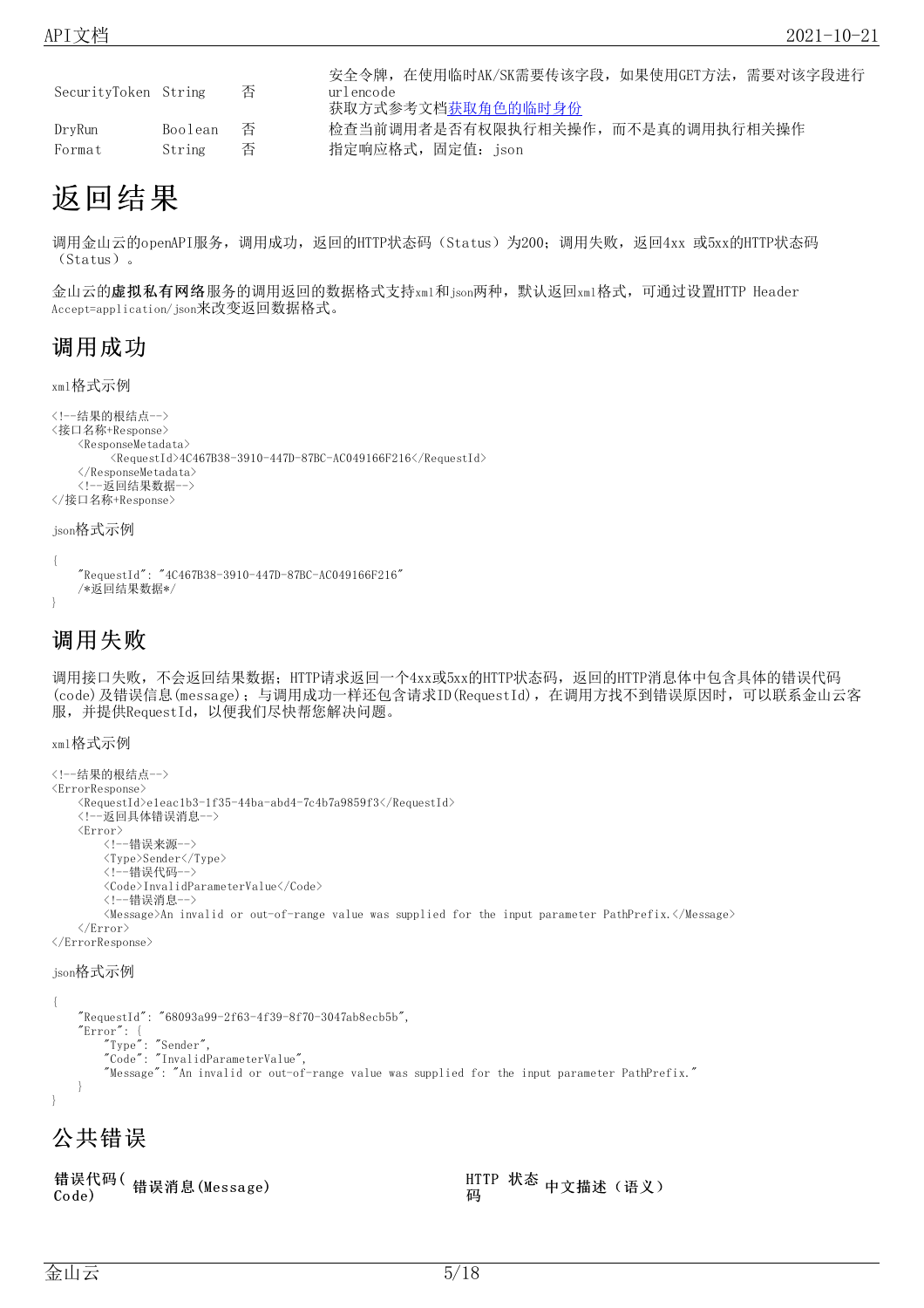| SecurityToken | String | 否 | 安全令牌，在使用临时AK/SK需要传该字段，如果使用GET方法，需要对该字段进行urlencode<br>获取方式参考文档获取角色的临时身份 |
|---|---|---|---|
| DryRun | Boolean | 否 | 检查当前调用者是否有权限执行相关操作，而不是真的调用执行相关操作 |
| Format | String | 否 | 指定响应格式，固定值：json |

# 返回结果

调用金山云的openAPI服务，调用成功，返回的HTTP状态码（Status）为200；调用失败，返回4xx 或5xx的HTTP状态码（Status）。

金山云的**虚拟私有网络**服务的调用返回的数据格式支持xml和json两种，默认返回xml格式，可通过设置HTTP Header Accept=application/json来改变返回数据格式。

## 调用成功

xml格式示例

```
<!--结果的根结点-->
<接口名称+Response>
    <ResponseMetadata>
        <RequestId>4C467B38-3910-447D-87BC-AC049166F216</RequestId>
    </ResponseMetadata>
    <!--返回结果数据-->
</接口名称+Response>
```

json格式示例

```
{
    "RequestId": "4C467B38-3910-447D-87BC-AC049166F216"
    /*返回结果数据*/
}
```

## 调用失败

调用接口失败，不会返回结果数据；HTTP请求返回一个4xx或5xx的HTTP状态码，返回的HTTP消息体中包含具体的错误代码(code)及错误信息(message)；与调用成功一样还包含请求ID(RequestId)，在调用方找不到错误原因时，可以联系金山云客服，并提供RequestId，以便我们尽快帮您解决问题。

xml格式示例

```
<!--结果的根结点-->
<ErrorResponse>
    <RequestId>e1eac1b3-1f35-44ba-abd4-7c4b7a9859f3</RequestId>
    <!--返回具体错误消息-->
    <Error>
        <!--错误来源-->
        <Type>Sender</Type>
        <!--错误代码-->
        <Code>InvalidParameterValue</Code>
        <!--错误消息-->
        <Message>An invalid or out-of-range value was supplied for the input parameter PathPrefix.</Message>
    </Error>
</ErrorResponse>
```

json格式示例

```
{
    "RequestId": "68093a99-2f63-4f39-8f70-3047ab8ecb5b",
    "Error": {
        "Type": "Sender",
        "Code": "InvalidParameterValue",
        "Message": "An invalid or out-of-range value was supplied for the input parameter PathPrefix."
    }
}
```

# 公共错误

| 错误代码(Code) | 错误消息(Message) | HTTP 状态码 | 中文描述（语义） |
|---|---|---|---|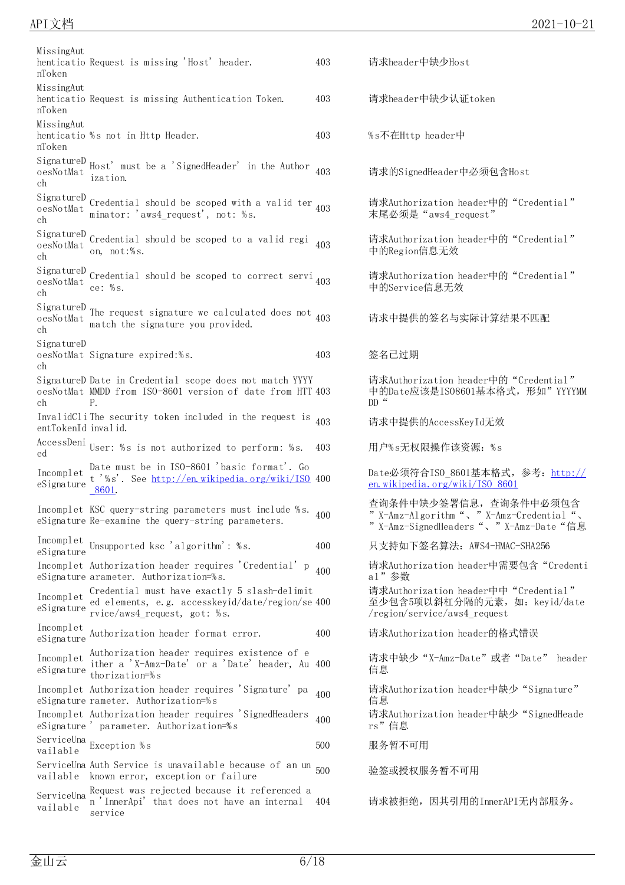| | | | |
|---|---|---|---|
| MissingAuthenticationToken | Request is missing 'Host' header. | 403 | 请求header中缺少Host |
| MissingAuthenticationToken | Request is missing Authentication Token. | 403 | 请求header中缺少认证token |
| MissingAuthenticationToken | %s not in Http Header. | 403 | %s不在Http header中 |
| SignatureDoesNotMatch | Host' must be a 'SignedHeader' in the Authorization. | 403 | 请求的SignedHeader中必须包含Host |
| SignatureDoesNotMatch | Credential should be scoped with a valid terminator: 'aws4_request', not: %s. | 403 | 请求Authorization header中的"Credential"末尾必须是"aws4_request" |
| SignatureDoesNotMatch | Credential should be scoped to a valid region, not:%s. | 403 | 请求Authorization header中的"Credential"中的Region信息无效 |
| SignatureDoesNotMatch | Credential should be scoped to correct service: %s. | 403 | 请求Authorization header中的"Credential"中的Service信息无效 |
| SignatureDoesNotMatch | The request signature we calculated does not match the signature you provided. | 403 | 请求中提供的签名与实际计算结果不匹配 |
| SignatureDoesNotMatch | Signature expired:%s. | 403 | 签名已过期 |
| SignatureDoesNotMatch | Date in Credential scope does not match YYYYMMDD from ISO-8601 version of date from HTTP. | 403 | 请求Authorization header中的"Credential"中的Date应该是IS08601基本格式，形如"YYYYMMDD" |
| InvalidClientTokenId | The security token included in the request is invalid. | 403 | 请求中提供的AccessKeyId无效 |
| AccessDenied | User: %s is not authorized to perform: %s. | 403 | 用户%s无权限操作该资源：%s |
| IncompleteSignature | Date must be in ISO-8601 'basic format'. Got '%s'. See http://en.wikipedia.org/wiki/ISO_8601. | 400 | Date必须符合ISO_8601基本格式，参考：http://en.wikipedia.org/wiki/ISO_8601 |
| IncompleteSignature | KSC query-string parameters must include %s. Re-examine the query-string parameters. | 400 | 查询条件中缺少签署信息，查询条件中必须包含"X-Amz-Algorithm"、"X-Amz-Credential"、"X-Amz-SignedHeaders"、"X-Amz-Date"信息 |
| IncompleteSignature | Unsupported ksc 'algorithm': %s. | 400 | 只支持如下签名算法：AWS4-HMAC-SHA256 |
| IncompleteSignature | Authorization header requires 'Credential' parameter. Authorization=%s. | 400 | 请求Authorization header中需要包含"Credential"参数 |
| IncompleteSignature | Credential must have exactly 5 slash-delimited elements, e.g. accesskeyid/date/region/service/aws4_request, got: %s. | 400 | 请求Authorization header中中"Credential"至少包含5项以斜杠分隔的元素，如：keyid/date/region/service/aws4_request |
| IncompleteSignature | Authorization header format error. | 400 | 请求Authorization header的格式错误 |
| IncompleteSignature | Authorization header requires existence of either a 'X-Amz-Date' or a 'Date' header, Authorization=%s | 400 | 请求中缺少"X-Amz-Date"或者"Date" header信息 |
| IncompleteSignature | Authorization header requires 'Signature' parameter. Authorization=%s | 400 | 请求Authorization header中缺少"Signature"信息 |
| IncompleteSignature | Authorization header requires 'SignedHeaders' parameter. Authorization=%s | 400 | 请求Authorization header中缺少"SignedHeaders"信息 |
| ServiceUnavailable | Exception %s | 500 | 服务暂不可用 |
| ServiceUnavailable | Auth Service is unavailable because of an unknown error, exception or failure | 500 | 验签或授权服务暂不可用 |
| ServiceUnavailable | Request was rejected because it referenced an 'InnerApi' that does not have an internal service | 404 | 请求被拒绝，因其引用的InnerAPI无内部服务。 |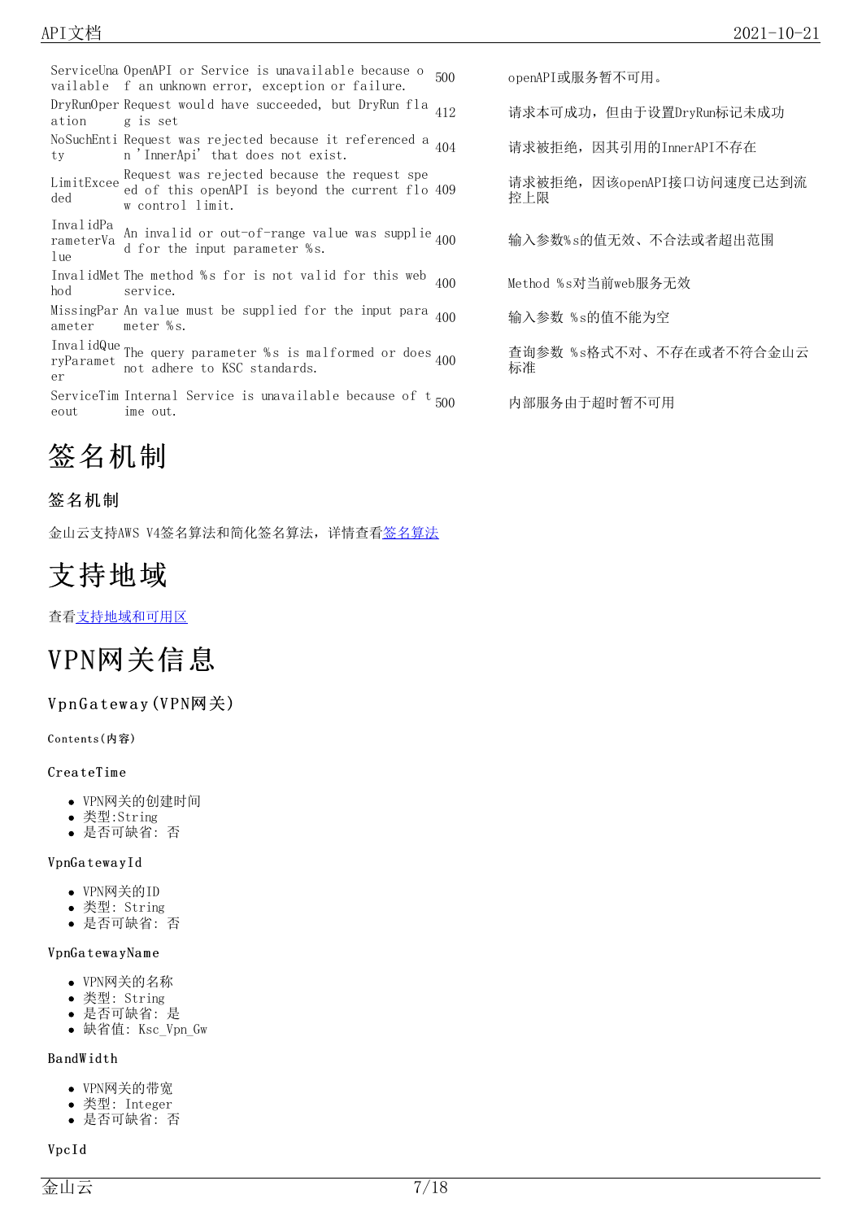| | | | |
|---|---|---|---|
| ServiceUnavailable | OpenAPI or Service is unavailable because of an unknown error, exception or failure. | 500 | openAPI或服务暂不可用。 |
| DryRunOperation | Request would have succeeded, but DryRun flag is set | 412 | 请求本可成功，但由于设置DryRun标记未成功 |
| NoSuchEntity | Request was rejected because it referenced an 'InnerApi' that does not exist. | 404 | 请求被拒绝，因其引用的InnerAPI不存在 |
| LimitExceeded | Request was rejected because the request speed of this openAPI is beyond the current flow control limit. | 409 | 请求被拒绝，因该openAPI接口访问速度已达到流控上限 |
| InvalidParameterValue | An invalid or out-of-range value was supplied for the input parameter %s. | 400 | 输入参数%s的值无效、不合法或者超出范围 |
| InvalidMethod | The method %s for is not valid for this web service. | 400 | Method %s对当前web服务无效 |
| MissingParameter | An value must be supplied for the input parameter %s. | 400 | 输入参数 %s的值不能为空 |
| InvalidQueryParameter | The query parameter %s is malformed or does not adhere to KSC standards. | 400 | 查询参数 %s格式不对、不存在或者不符合金山云标准 |
| ServiceTimeout | Internal Service is unavailable because of time out. | 500 | 内部服务由于超时暂不可用 |

# 签名机制

## 签名机制

金山云支持AWS V4签名算法和简化签名算法，详情查看签名算法

# 支持地域

查看支持地域和可用区

# VPN网关信息

## VpnGateway(VPN网关)

#### Contents(内容)

### CreateTime

- VPN网关的创建时间
- 类型:String
- 是否可缺省: 否

### VpnGatewayId

- VPN网关的ID
- 类型: String
- 是否可缺省: 否

### VpnGatewayName

- VPN网关的名称
- 类型: String
- 是否可缺省: 是
- 缺省值: Ksc_Vpn_Gw

### BandWidth

- VPN网关的带宽
- 类型: Integer
- 是否可缺省: 否

### VpcId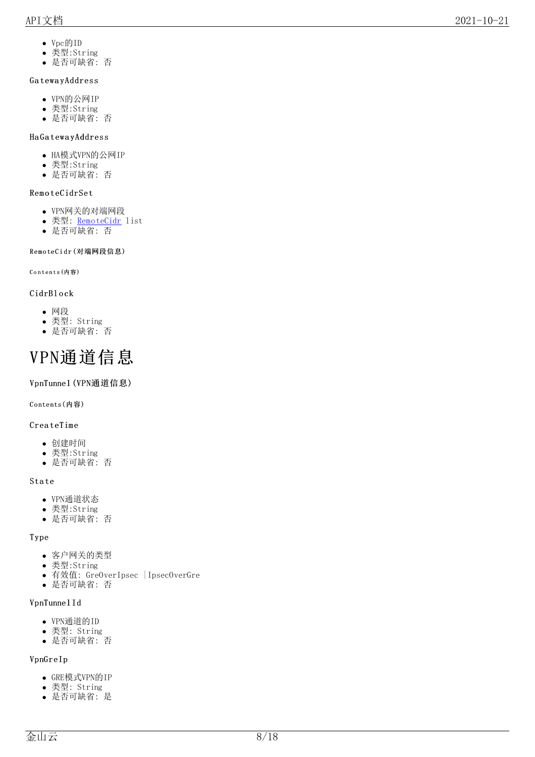- Vpc的ID
- 类型:String
- 是否可缺省: 否

#### GatewayAddress

- VPN的公网IP
- 类型:String
- 是否可缺省: 否

#### HaGatewayAddress

- HA模式VPN的公网IP
- 类型:String
- 是否可缺省: 否

#### RemoteCidrSet

- VPN网关的对端网段
- 类型: RemoteCidr list
- 是否可缺省: 否

##### RemoteCidr(对端网段信息)

###### Contents(内容)

#### CidrBlock

- 网段
- 类型: String
- 是否可缺省: 否

# VPN通道信息

### VpnTunnel(VPN通道信息)

###### Contents(内容)

#### CreateTime

- 创建时间
- 类型:String
- 是否可缺省: 否

#### State

- VPN通道状态
- 类型:String
- 是否可缺省: 否

#### Type

- 客户网关的类型
- 类型:String
- 有效值: GreOverIpsec |IpsecOverGre
- 是否可缺省: 否

#### VpnTunnelId

- VPN通道的ID
- 类型: String
- 是否可缺省: 否

#### VpnGreIp

- GRE模式VPN的IP
- 类型: String
- 是否可缺省: 是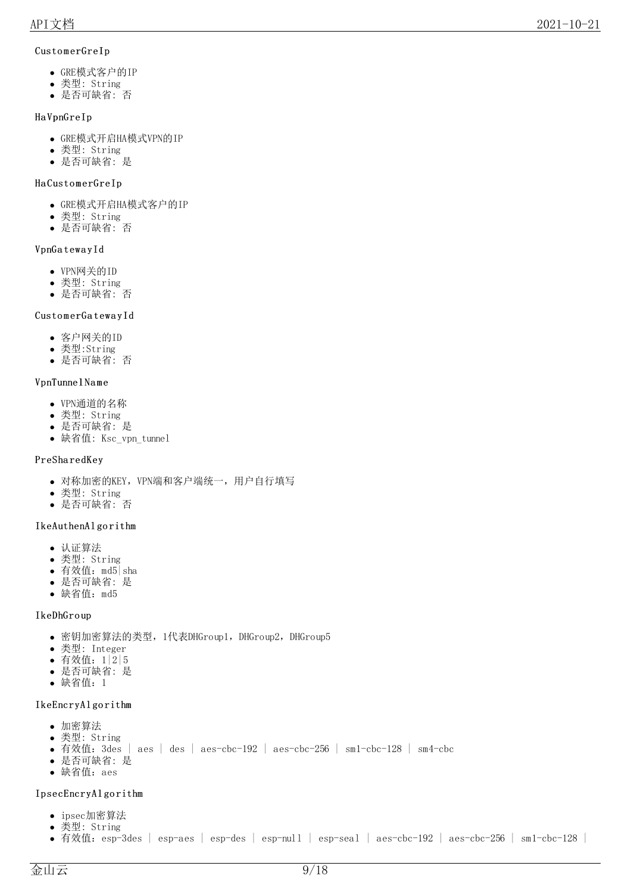CustomerGreIp

- GRE模式客户的IP
- 类型: String
- 是否可缺省: 否

HaVpnGreIp

- GRE模式开启HA模式VPN的IP
- 类型: String
- 是否可缺省: 是

HaCustomerGreIp

- GRE模式开启HA模式客户的IP
- 类型: String
- 是否可缺省: 否

VpnGatewayId

- VPN网关的ID
- 类型: String
- 是否可缺省: 否

CustomerGatewayId

- 客户网关的ID
- 类型:String
- 是否可缺省: 否

VpnTunnelName

- VPN通道的名称
- 类型: String
- 是否可缺省: 是
- 缺省值: Ksc_vpn_tunnel

PreSharedKey

- 对称加密的KEY，VPN端和客户端统一，用户自行填写
- 类型: String
- 是否可缺省: 否

IkeAuthenAlgorithm

- 认证算法
- 类型: String
- 有效值：md5|sha
- 是否可缺省: 是
- 缺省值：md5

IkeDhGroup

- 密钥加密算法的类型，1代表DHGroup1，DHGroup2，DHGroup5
- 类型: Integer
- 有效值：1|2|5
- 是否可缺省: 是
- 缺省值：1

IkeEncryAlgorithm

- 加密算法
- 类型: String
- 有效值：3des | aes | des | aes-cbc-192 | aes-cbc-256 | sm1-cbc-128 | sm4-cbc
- 是否可缺省: 是
- 缺省值：aes

IpsecEncryAlgorithm

- ipsec加密算法
- 类型: String
- 有效值：esp-3des | esp-aes | esp-des | esp-null | esp-seal | aes-cbc-192 | aes-cbc-256 | sm1-cbc-128 |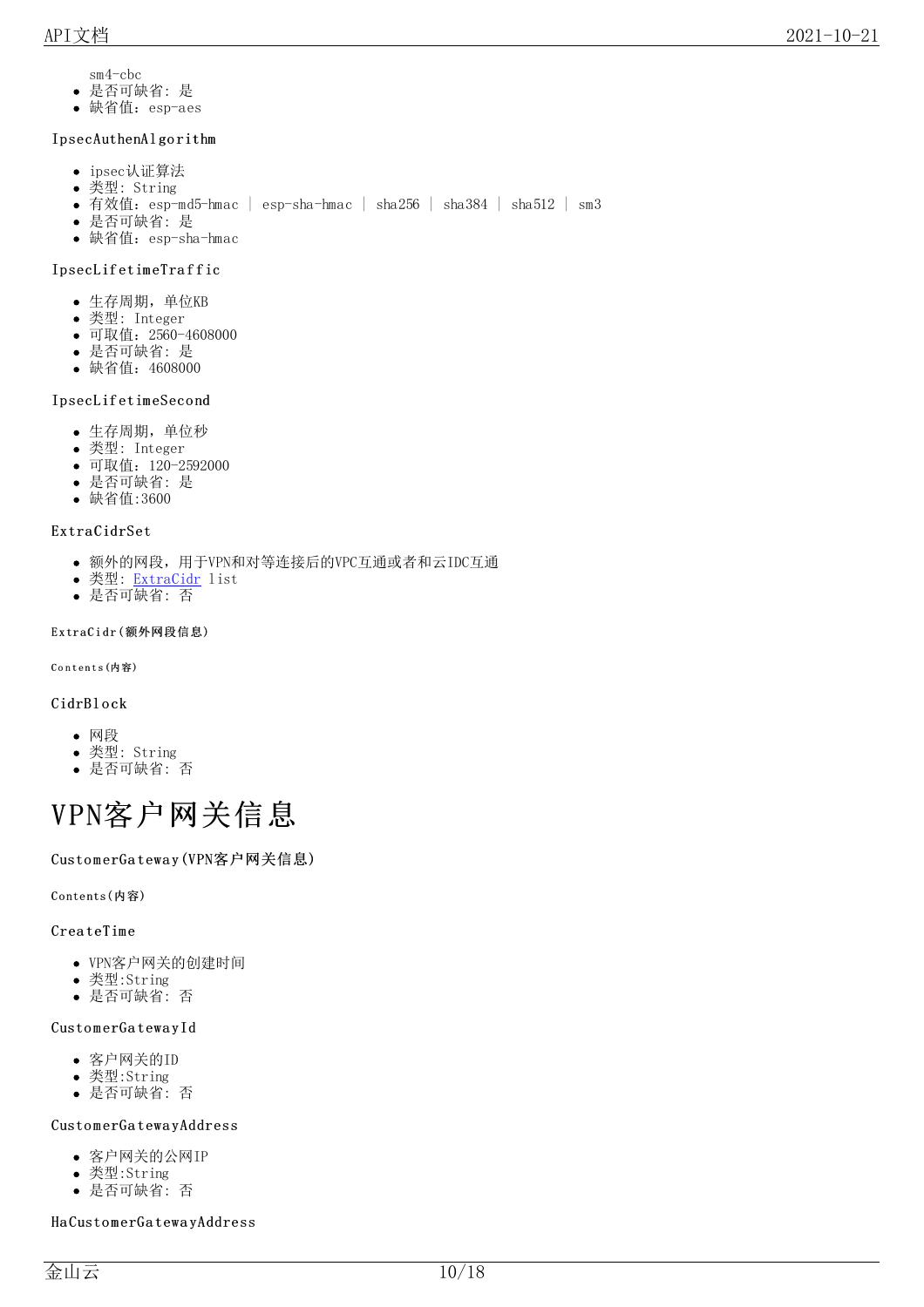sm4-cbc
- 是否可缺省：是
- 缺省值：esp-aes

#### IpsecAuthenAlgorithm

- ipsec认证算法
- 类型：String
- 有效值：esp-md5-hmac | esp-sha-hmac | sha256 | sha384 | sha512 | sm3
- 是否可缺省：是
- 缺省值：esp-sha-hmac

#### IpsecLifetimeTraffic

- 生存周期，单位KB
- 类型：Integer
- 可取值：2560-4608000
- 是否可缺省：是
- 缺省值：4608000

#### IpsecLifetimeSecond

- 生存周期，单位秒
- 类型：Integer
- 可取值：120-2592000
- 是否可缺省：是
- 缺省值:3600

#### ExtraCidrSet

- 额外的网段，用于VPN和对等连接后的VPC互通或者和云IDC互通
- 类型：ExtraCidr list
- 是否可缺省：否

##### ExtraCidr(额外网段信息)

###### Contents(内容)

#### CidrBlock

- 网段
- 类型：String
- 是否可缺省：否

# VPN客户网关信息

#### CustomerGateway(VPN客户网关信息)

###### Contents(内容)

#### CreateTime

- VPN客户网关的创建时间
- 类型:String
- 是否可缺省：否

#### CustomerGatewayId

- 客户网关的ID
- 类型:String
- 是否可缺省：否

#### CustomerGatewayAddress

- 客户网关的公网IP
- 类型:String
- 是否可缺省：否

#### HaCustomerGatewayAddress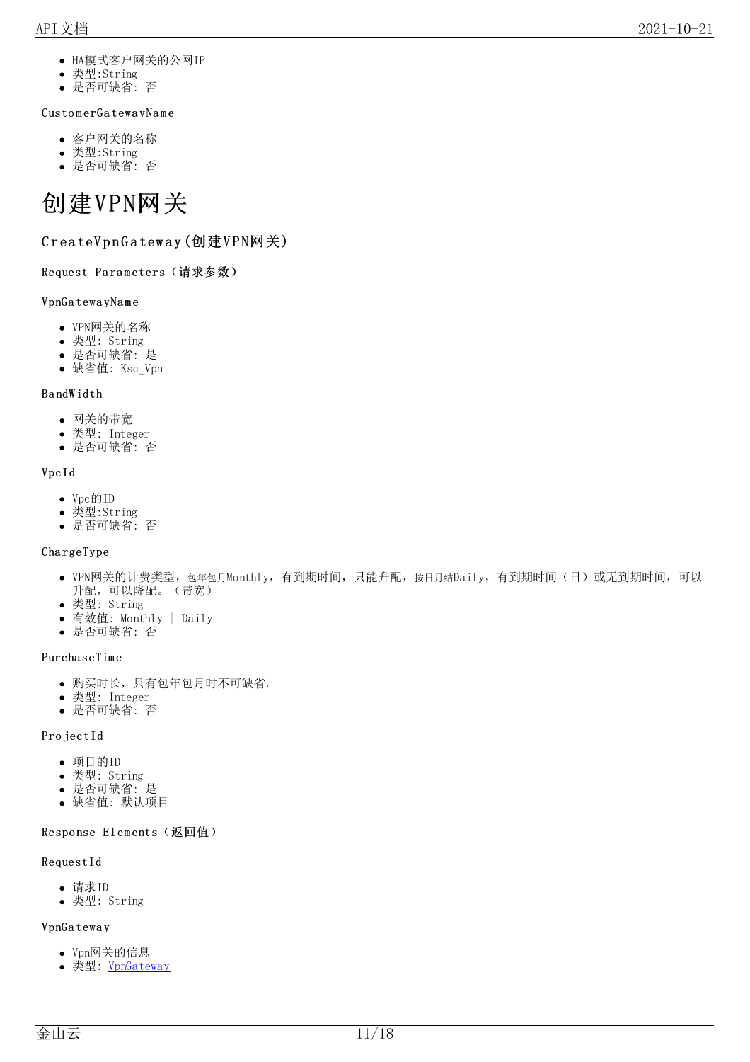- HA模式客户网关的公网IP
- 类型:String
- 是否可缺省: 否

CustomerGatewayName

- 客户网关的名称
- 类型:String
- 是否可缺省: 否

# 创建VPN网关

## CreateVpnGateway(创建VPN网关)

### Request Parameters（请求参数）

VpnGatewayName

- VPN网关的名称
- 类型: String
- 是否可缺省: 是
- 缺省值: Ksc_Vpn

BandWidth

- 网关的带宽
- 类型: Integer
- 是否可缺省: 否

VpcId

- Vpc的ID
- 类型:String
- 是否可缺省: 否

ChargeType

- VPN网关的计费类型，包年包月Monthly，有到期时间，只能升配，按日月结Daily，有到期时间（日）或无到期时间，可以升配，可以降配。（带宽）
- 类型: String
- 有效值: Monthly | Daily
- 是否可缺省: 否

PurchaseTime

- 购买时长，只有包年包月时不可缺省。
- 类型: Integer
- 是否可缺省: 否

ProjectId

- 项目的ID
- 类型: String
- 是否可缺省: 是
- 缺省值: 默认项目

### Response Elements（返回值）

RequestId

- 请求ID
- 类型: String

VpnGateway

- Vpn网关的信息
- 类型: VpnGateway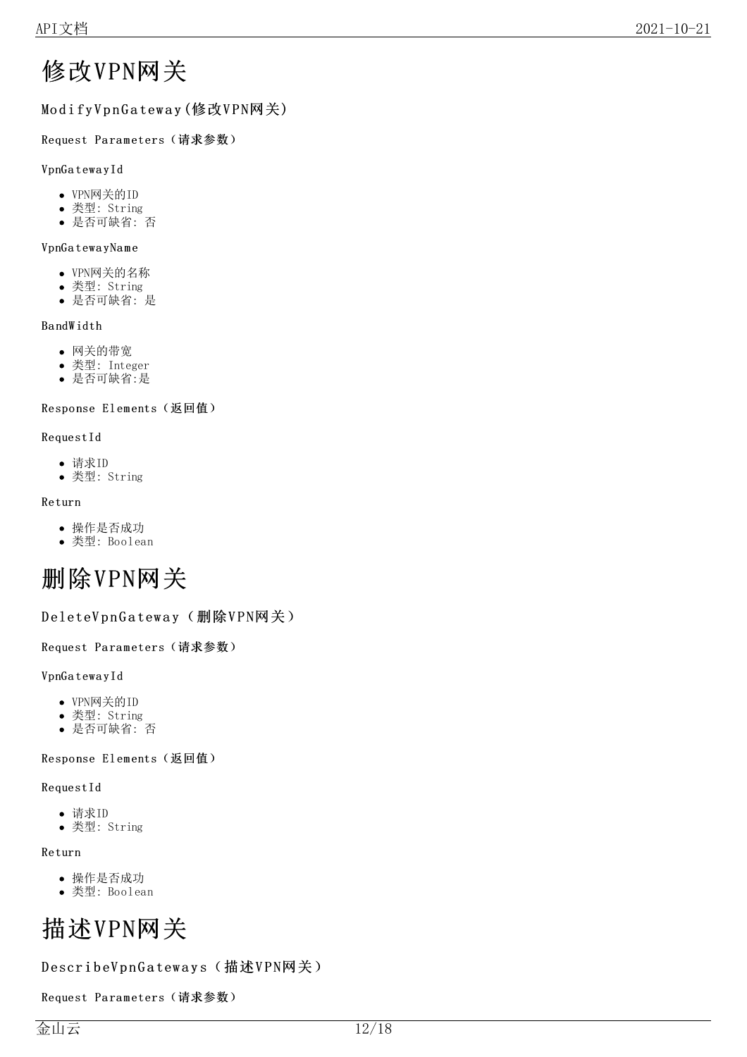# 修改VPN网关

ModifyVpnGateway(修改VPN网关)

Request Parameters（**请求参数**）

VpnGatewayId

- VPN网关的ID
- 类型: String
- 是否可缺省: 否

VpnGatewayName

- VPN网关的名称
- 类型: String
- 是否可缺省: 是

BandWidth

- 网关的带宽
- 类型: Integer
- 是否可缺省:是

Response Elements（**返回值**）

RequestId

- 请求ID
- 类型: String

Return

- 操作是否成功
- 类型: Boolean

# 删除VPN网关

DeleteVpnGateway（**删除**VPN**网关**）

Request Parameters（**请求参数**）

VpnGatewayId

- VPN网关的ID
- 类型: String
- 是否可缺省: 否

Response Elements（**返回值**）

RequestId

- 请求ID
- 类型: String

Return

- 操作是否成功
- 类型: Boolean

# 描述VPN网关

DescribeVpnGateways（**描述**VPN**网关**）

Request Parameters（**请求参数**）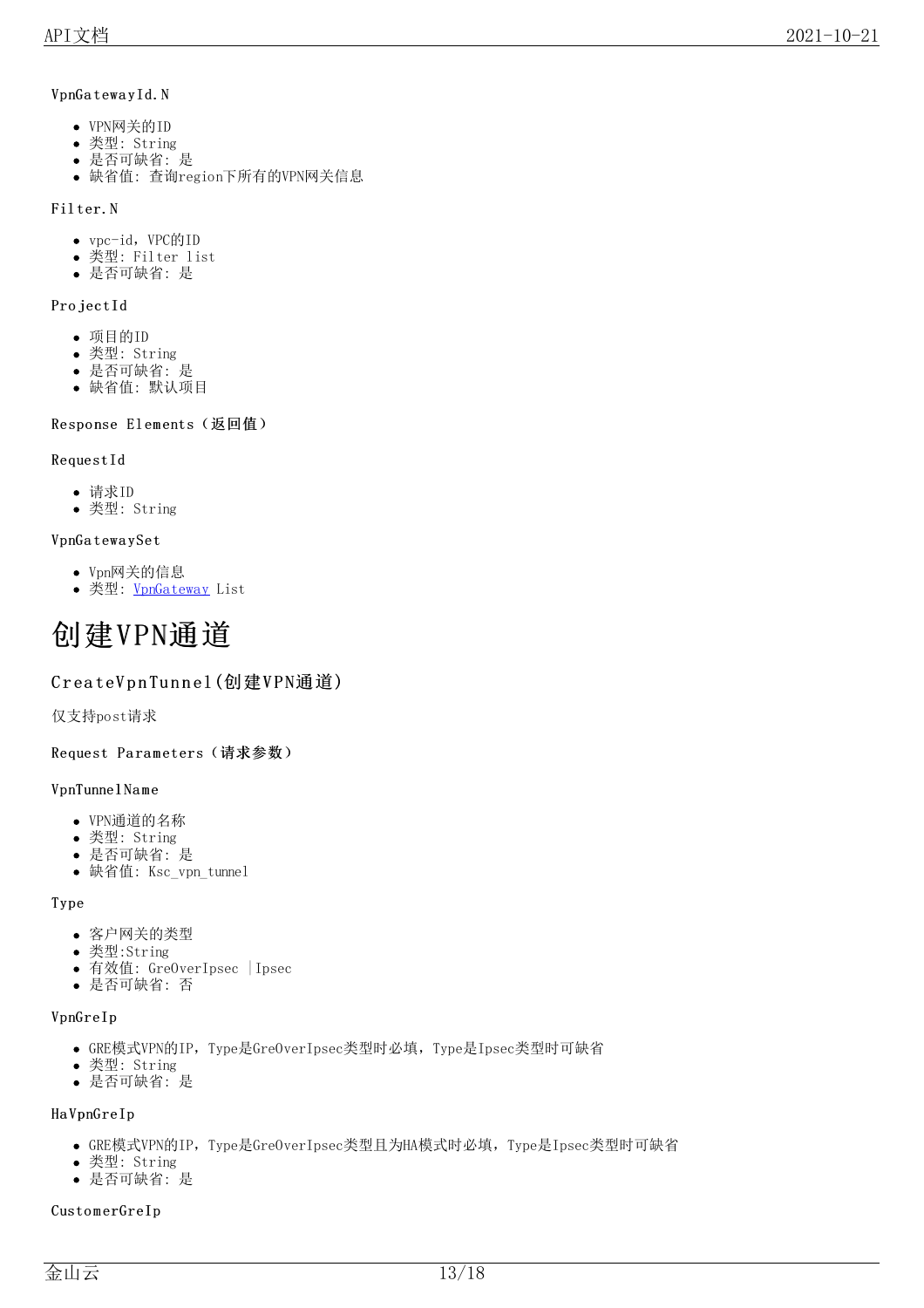VpnGatewayId.N

- VPN网关的ID
- 类型: String
- 是否可缺省: 是
- 缺省值: 查询region下所有的VPN网关信息

Filter.N

- vpc-id，VPC的ID
- 类型: Filter list
- 是否可缺省: 是

ProjectId

- 项目的ID
- 类型: String
- 是否可缺省: 是
- 缺省值: 默认项目

Response Elements（**返回值**）

RequestId

- 请求ID
- 类型: String

VpnGatewaySet

- Vpn网关的信息
- 类型: VpnGateway List

# 创建VPN通道

## CreateVpnTunnel(创建VPN通道)

仅支持post请求

Request Parameters（**请求参数**）

VpnTunnelName

- VPN通道的名称
- 类型: String
- 是否可缺省: 是
- 缺省值: Ksc_vpn_tunnel

Type

- 客户网关的类型
- 类型:String
- 有效值: GreOverIpsec |Ipsec
- 是否可缺省: 否

VpnGreIp

- GRE模式VPN的IP，Type是GreOverIpsec类型时必填，Type是Ipsec类型时可缺省
- 类型: String
- 是否可缺省: 是

HaVpnGreIp

- GRE模式VPN的IP，Type是GreOverIpsec类型且为HA模式时必填，Type是Ipsec类型时可缺省
- 类型: String
- 是否可缺省: 是

CustomerGreIp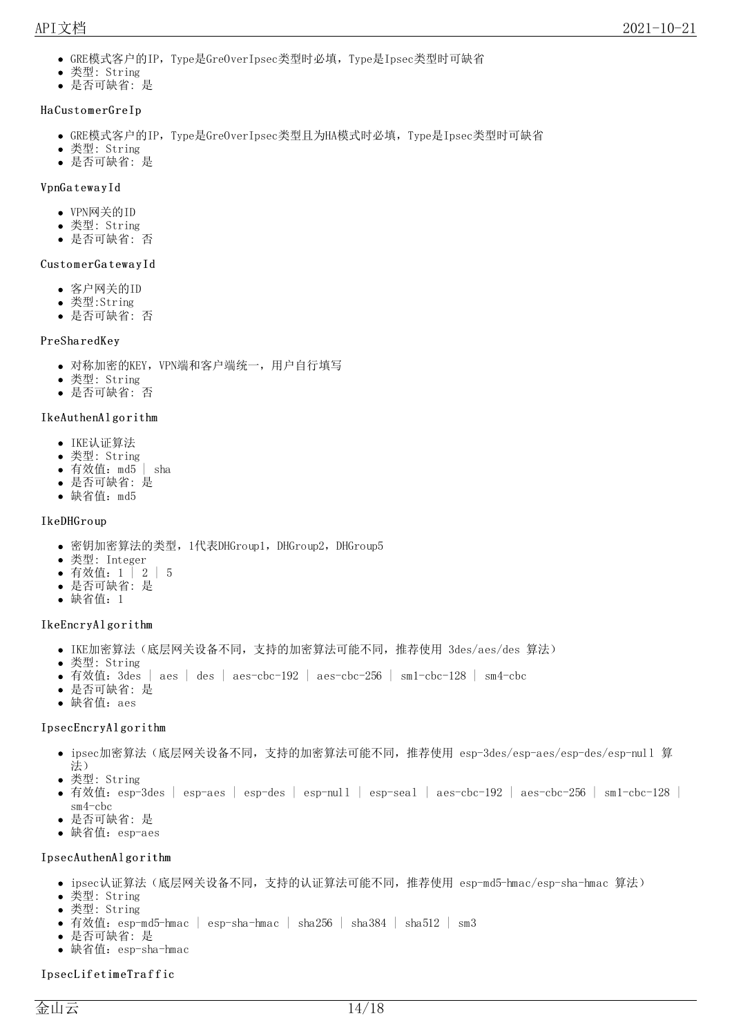- GRE模式客户的IP，Type是GreOverIpsec类型时必填，Type是Ipsec类型时可缺省
- 类型: String
- 是否可缺省: 是

HaCustomerGreIp

- GRE模式客户的IP，Type是GreOverIpsec类型且为HA模式时必填，Type是Ipsec类型时可缺省
- 类型: String
- 是否可缺省: 是

VpnGatewayId

- VPN网关的ID
- 类型: String
- 是否可缺省: 否

CustomerGatewayId

- 客户网关的ID
- 类型:String
- 是否可缺省: 否

PreSharedKey

- 对称加密的KEY，VPN端和客户端统一，用户自行填写
- 类型: String
- 是否可缺省: 否

IkeAuthenAlgorithm

- IKE认证算法
- 类型: String
- 有效值：md5 | sha
- 是否可缺省: 是
- 缺省值：md5

IkeDHGroup

- 密钥加密算法的类型，1代表DHGroup1，DHGroup2，DHGroup5
- 类型: Integer
- 有效值：1 | 2 | 5
- 是否可缺省: 是
- 缺省值：1

IkeEncryAlgorithm

- IKE加密算法（底层网关设备不同，支持的加密算法可能不同，推荐使用 3des/aes/des 算法）
- 类型: String
- 有效值：3des | aes | des | aes-cbc-192 | aes-cbc-256 | sm1-cbc-128 | sm4-cbc
- 是否可缺省: 是
- 缺省值：aes

IpsecEncryAlgorithm

- ipsec加密算法（底层网关设备不同，支持的加密算法可能不同，推荐使用 esp-3des/esp-aes/esp-des/esp-null 算法）
- 类型: String
- 有效值：esp-3des | esp-aes | esp-des | esp-null | esp-seal | aes-cbc-192 | aes-cbc-256 | sm1-cbc-128 | sm4-cbc
- 是否可缺省: 是
- 缺省值：esp-aes

IpsecAuthenAlgorithm

- ipsec认证算法（底层网关设备不同，支持的认证算法可能不同，推荐使用 esp-md5-hmac/esp-sha-hmac 算法）
- 类型: String
- 类型: String
- 有效值：esp-md5-hmac | esp-sha-hmac | sha256 | sha384 | sha512 | sm3
- 是否可缺省: 是
- 缺省值：esp-sha-hmac

IpsecLifetimeTraffic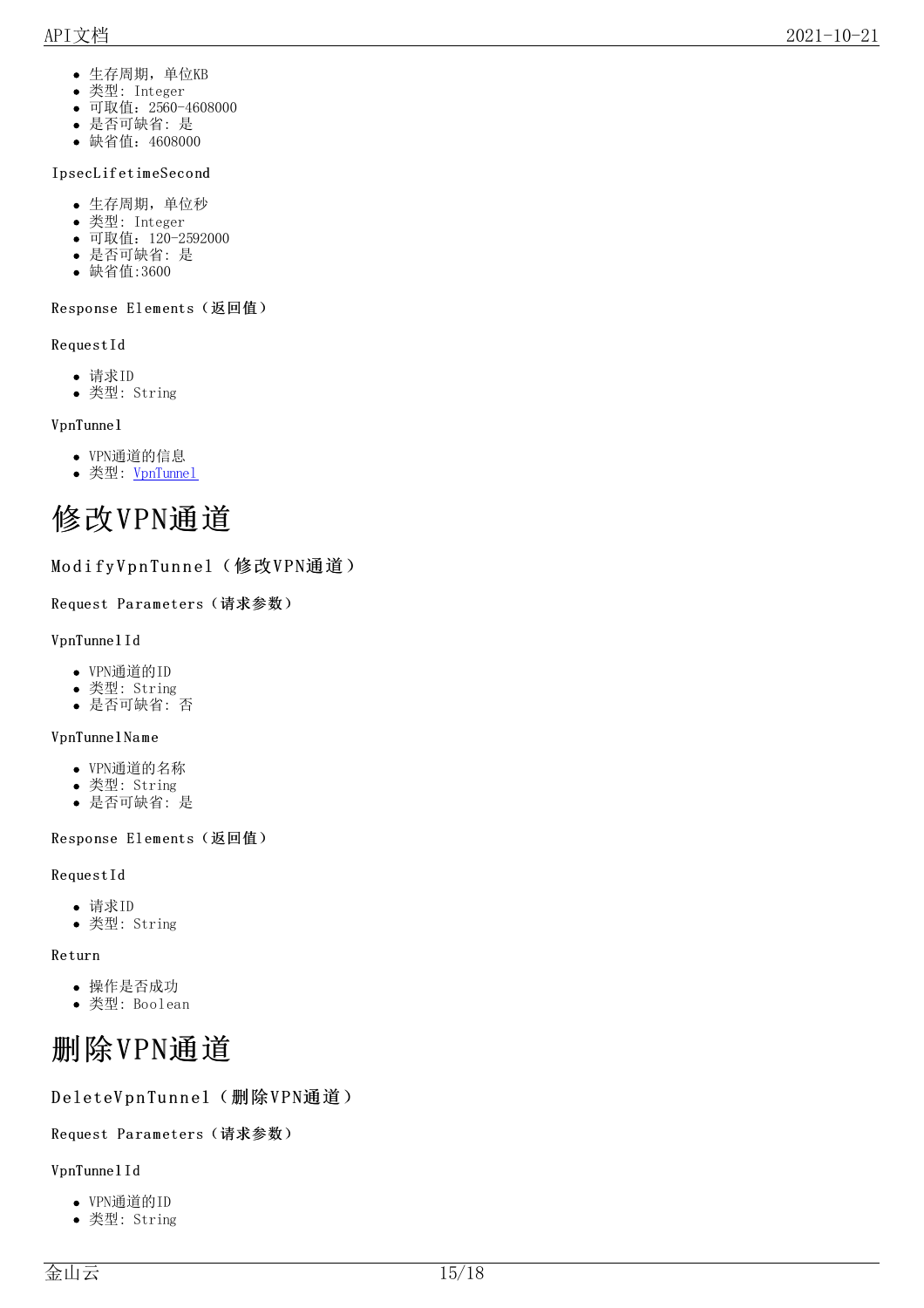- 生存周期，单位KB
- 类型：Integer
- 可取值：2560-4608000
- 是否可缺省：是
- 缺省值：4608000

IpsecLifetimeSecond

- 生存周期，单位秒
- 类型：Integer
- 可取值：120-2592000
- 是否可缺省：是
- 缺省值:3600

Response Elements（返回值）

RequestId

- 请求ID
- 类型：String

VpnTunnel

- VPN通道的信息
- 类型：[VpnTunnel]

# 修改VPN通道

## ModifyVpnTunnel（修改VPN通道）

Request Parameters（请求参数）

VpnTunnelId

- VPN通道的ID
- 类型：String
- 是否可缺省：否

VpnTunnelName

- VPN通道的名称
- 类型：String
- 是否可缺省：是

Response Elements（返回值）

RequestId

- 请求ID
- 类型：String

Return

- 操作是否成功
- 类型：Boolean

# 删除VPN通道

## DeleteVpnTunnel（删除VPN通道）

Request Parameters（请求参数）

VpnTunnelId

- VPN通道的ID
- 类型：String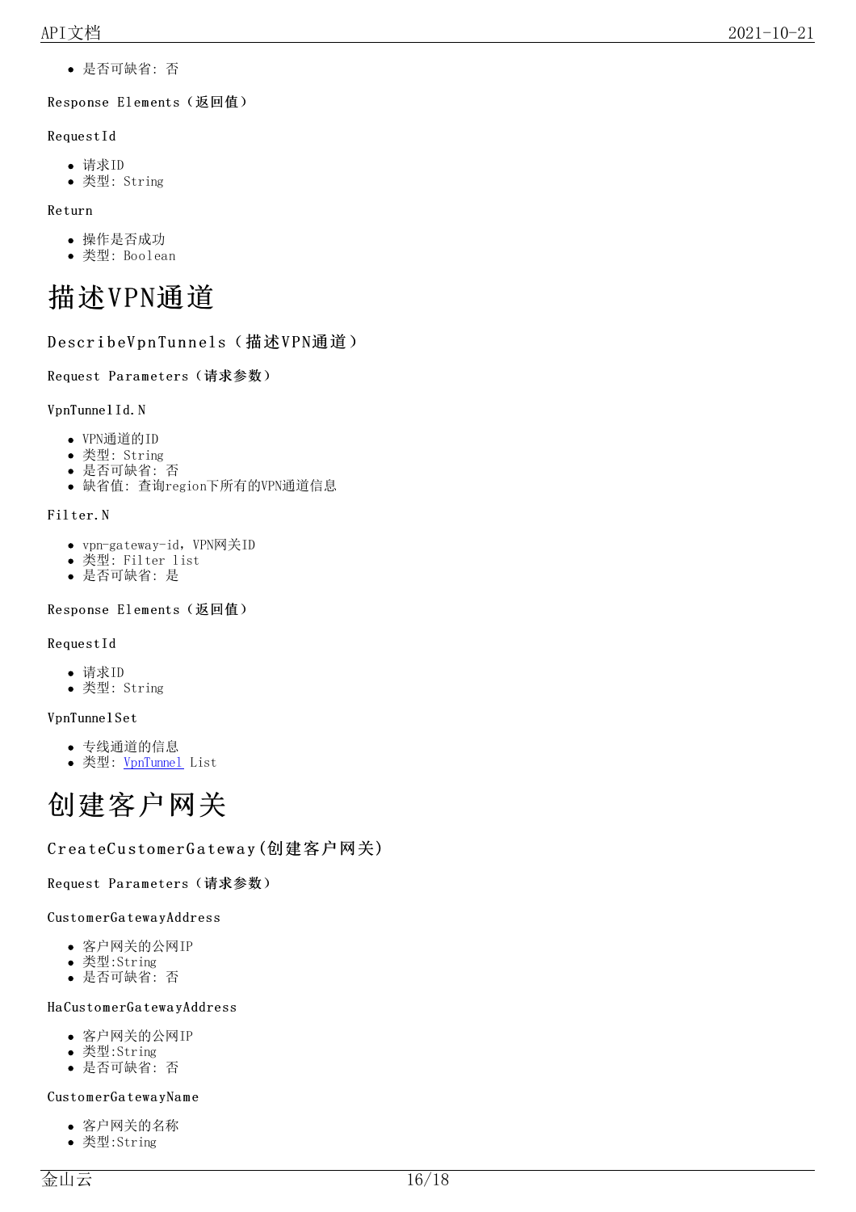- 是否可缺省：否

Response Elements（返回值）

RequestId

- 请求ID
- 类型：String

Return

- 操作是否成功
- 类型：Boolean

# 描述VPN通道

## DescribeVpnTunnels（描述VPN通道）

Request Parameters（请求参数）

VpnTunnelId.N

- VPN通道的ID
- 类型：String
- 是否可缺省：否
- 缺省值：查询region下所有的VPN通道信息

Filter.N

- vpn-gateway-id，VPN网关ID
- 类型：Filter list
- 是否可缺省：是

Response Elements（返回值）

RequestId

- 请求ID
- 类型：String

VpnTunnelSet

- 专线通道的信息
- 类型：VpnTunnel List

# 创建客户网关

## CreateCustomerGateway(创建客户网关)

Request Parameters（请求参数）

CustomerGatewayAddress

- 客户网关的公网IP
- 类型:String
- 是否可缺省：否

HaCustomerGatewayAddress

- 客户网关的公网IP
- 类型:String
- 是否可缺省：否

CustomerGatewayName

- 客户网关的名称
- 类型:String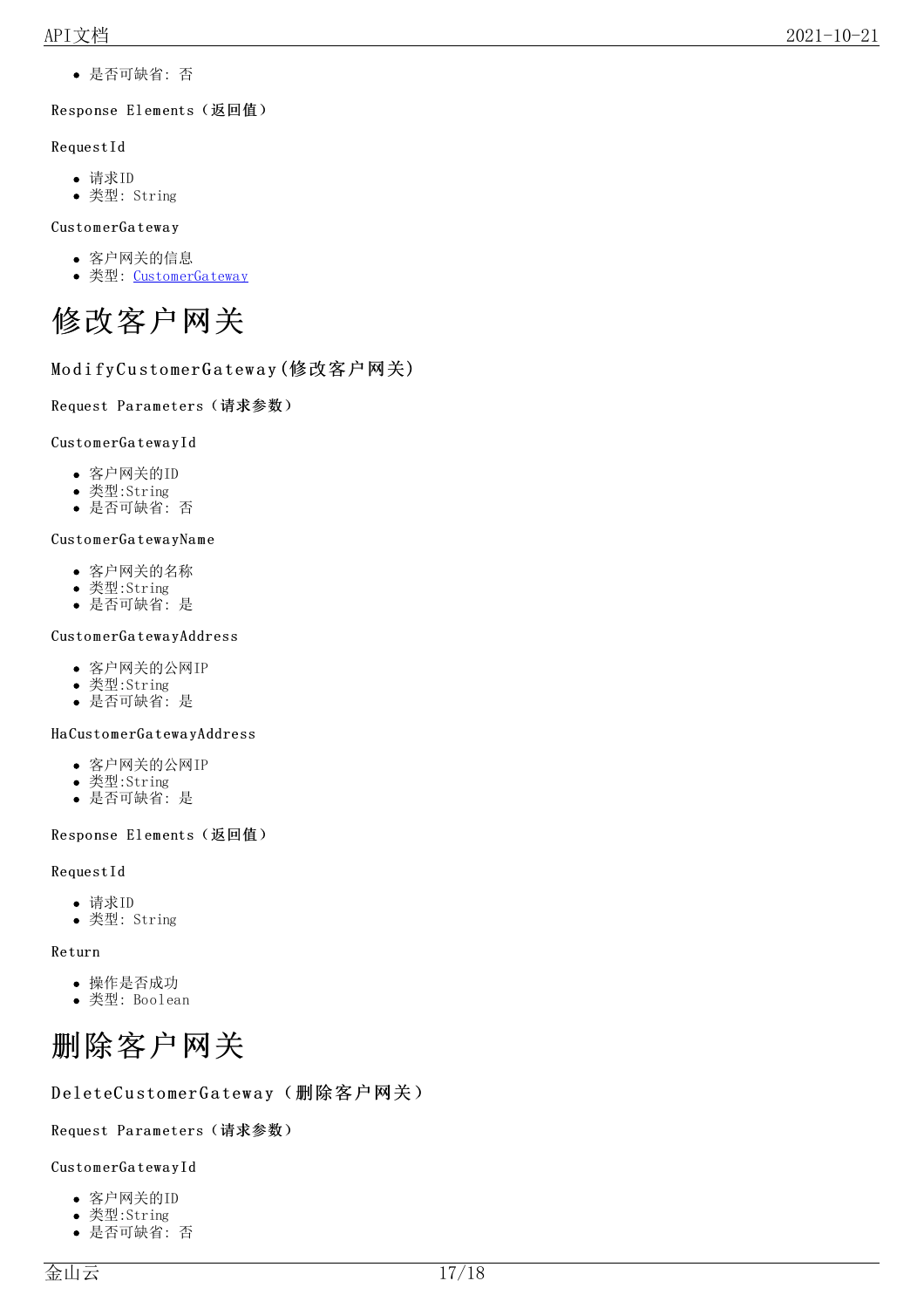- 是否可缺省: 否

Response Elements（返回值）

RequestId

- 请求ID
- 类型: String

CustomerGateway

- 客户网关的信息
- 类型: [CustomerGateway]

# 修改客户网关

## ModifyCustomerGateway(修改客户网关)

Request Parameters（请求参数）

CustomerGatewayId

- 客户网关的ID
- 类型:String
- 是否可缺省: 否

CustomerGatewayName

- 客户网关的名称
- 类型:String
- 是否可缺省: 是

CustomerGatewayAddress

- 客户网关的公网IP
- 类型:String
- 是否可缺省: 是

HaCustomerGatewayAddress

- 客户网关的公网IP
- 类型:String
- 是否可缺省: 是

Response Elements（返回值）

RequestId

- 请求ID
- 类型: String

Return

- 操作是否成功
- 类型: Boolean

# 删除客户网关

## DeleteCustomerGateway（删除客户网关）

Request Parameters（请求参数）

CustomerGatewayId

- 客户网关的ID
- 类型:String
- 是否可缺省: 否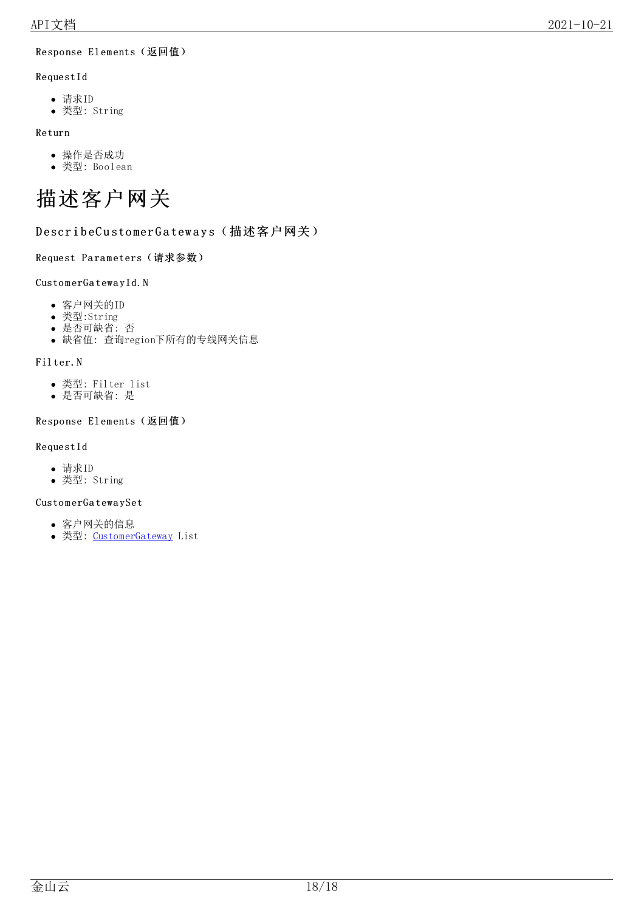Response Elements（返回值）

RequestId

- 请求ID
- 类型: String

Return

- 操作是否成功
- 类型: Boolean

# 描述客户网关

## DescribeCustomerGateways（描述客户网关）

Request Parameters（请求参数）

CustomerGatewayId.N

- 客户网关的ID
- 类型:String
- 是否可缺省: 否
- 缺省值: 查询region下所有的专线网关信息

Filter.N

- 类型: Filter list
- 是否可缺省: 是

Response Elements（返回值）

RequestId

- 请求ID
- 类型: String

CustomerGatewaySet

- 客户网关的信息
- 类型: CustomerGateway List